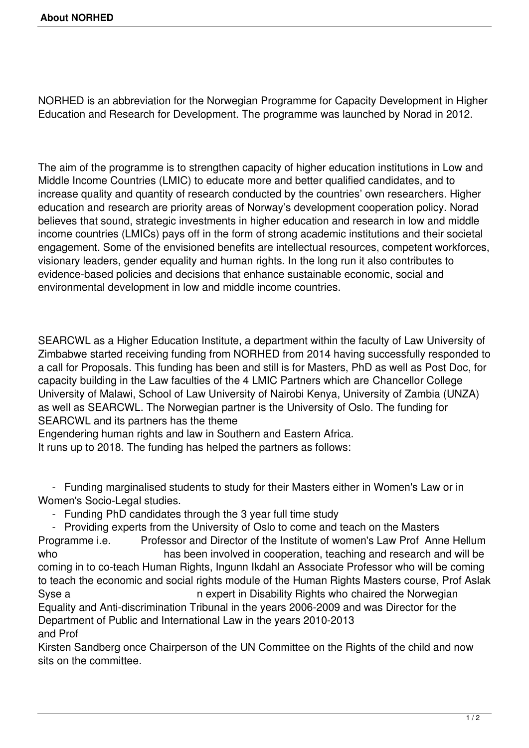# About NORHED

NORHED is an abbreviation for the Norwegian Programme for Capacity Development in Higher Education and Research for Development. The programme was launched by Norad in 2012.

The aim of the programme is to strengthen capacity of higher education institutions in Low and Middle Income Countries (LMIC) to educate more and better qualified candidates, and to increase quality and quantity of research conducted by the countries' own researchers. Higher education and research are priority areas of Norway's development cooperation policy. Norad believes that sound, strategic investments in higher education and research in low and middle income countries (LMICs) pays off in the form of strong academic institutions and their societal engagement. Some of the envisioned benefits are intellectual resources, competent workforces, visionary leaders, gender equality and human rights. In the long run it also contributes to evidence-based policies and decisions that enhance sustainable economic, social and environmental development in low and middle income countries.

SEARCWL as a Higher Education Institute, a department within the faculty of Law University of Zimbabwe started receiving funding from NORHED from 2014 having successfully responded to a call for Proposals. This funding has been and still is for Masters, PhD as well as Post Doc, for capacity building in the Law faculties of the 4 LMIC Partners which are Chancellor College University of Malawi, School of Law University of Nairobi Kenya, University of Zambia (UNZA) as well as SEARCWL. The Norwegian partner is the University of Oslo. The funding for SEARCWL and its partners has the theme

Engendering human rights and law in Southern and Eastern Africa.

It runs up to 2018. The funding has helped the partners as follows:

- Funding marginalised students to study for their Masters either in Women's Law or in Women's Socio-Legal studies.
- Funding PhD candidates through the 3 year full time study
- Providing experts from the University of Oslo to come and teach on the Masters Programme i.e. Professor and Director of the Institute of women's Law Prof Anne Hellum who has been involved in cooperation, teaching and research and will be coming in to co-teach Human Rights, Ingunn Ikdahl an Associate Professor who will be coming to teach the economic and social rights module of the Human Rights Masters course, Prof Aslak Syse a n expert in Disability Rights who chaired the Norwegian Equality and Anti-discrimination Tribunal in the years 2006-2009 and was Director for the Department of Public and International Law in the years 2010-2013 and Prof Kirsten Sandberg once Chairperson of the UN Committee on the Rights of the child and now sits on the committee.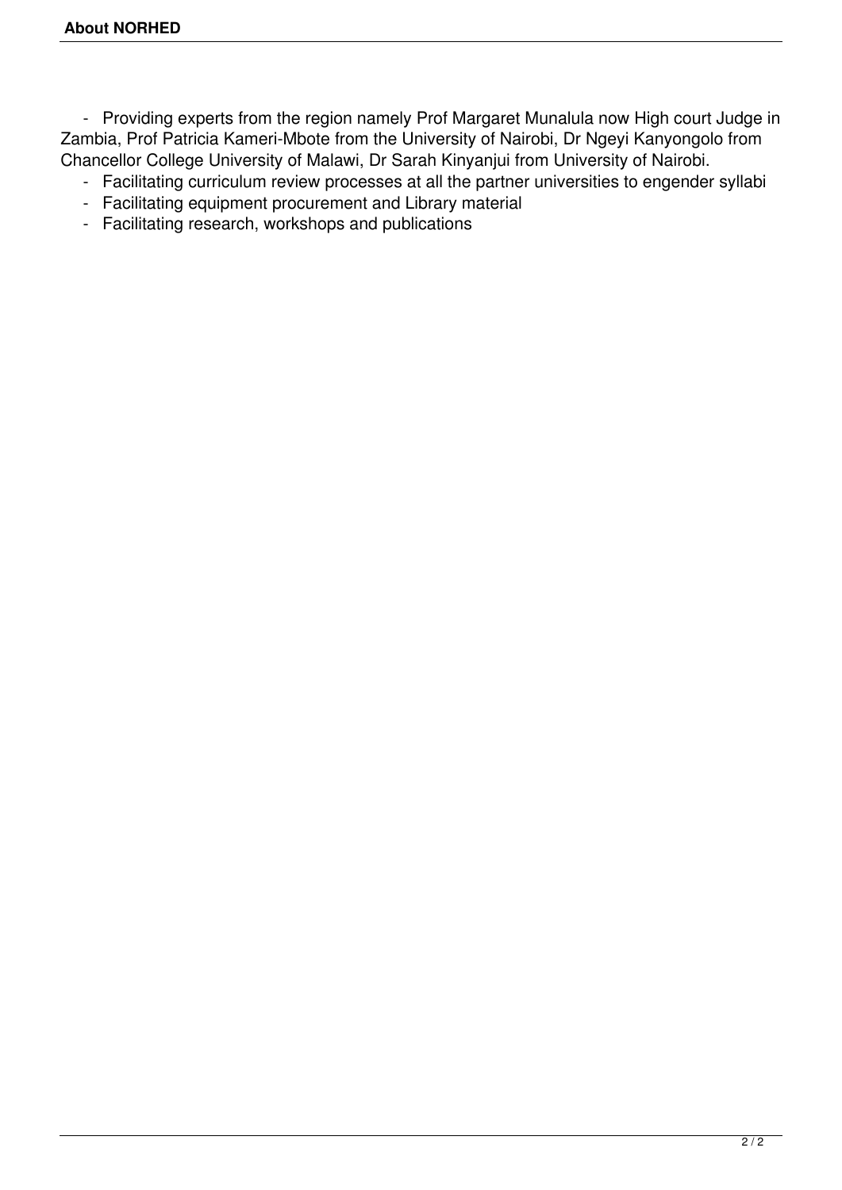- Providing experts from the region namely Prof Margaret Munalula now High court Judge in Zambia, Prof Patricia Kameri-Mbote from the University of Nairobi, Dr Ngeyi Kanyongolo from Chancellor College University of Malawi, Dr Sarah Kinyanjui from University of Nairobi.
- Facilitating curriculum review processes at all the partner universities to engender syllabi
- Facilitating equipment procurement and Library material
- Facilitating research, workshops and publications